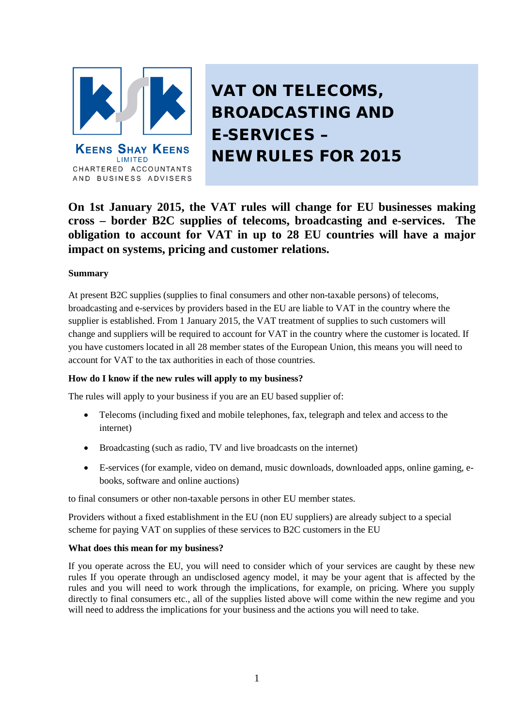KEENS SHAY KEENS
LIMITED
CHARTERED ACCOUNTANTS
AND BUSINESS ADVISERS

# VAT ON TELECOMS, BROADCASTING AND E-SERVICES – NEW RULES FOR 2015

**On 1st January 2015, the VAT rules will change for EU businesses making cross – border B2C supplies of telecoms, broadcasting and e-services. The obligation to account for VAT in up to 28 EU countries will have a major impact on systems, pricing and customer relations.**

**Summary**

At present B2C supplies (supplies to final consumers and other non-taxable persons) of telecoms, broadcasting and e-services by providers based in the EU are liable to VAT in the country where the supplier is established. From 1 January 2015, the VAT treatment of supplies to such customers will change and suppliers will be required to account for VAT in the country where the customer is located. If you have customers located in all 28 member states of the European Union, this means you will need to account for VAT to the tax authorities in each of those countries.

**How do I know if the new rules will apply to my business?**

The rules will apply to your business if you are an EU based supplier of:

- Telecoms (including fixed and mobile telephones, fax, telegraph and telex and access to the internet)
- Broadcasting (such as radio, TV and live broadcasts on the internet)
- E-services (for example, video on demand, music downloads, downloaded apps, online gaming, e-books, software and online auctions)

to final consumers or other non-taxable persons in other EU member states.

Providers without a fixed establishment in the EU (non EU suppliers) are already subject to a special scheme for paying VAT on supplies of these services to B2C customers in the EU

**What does this mean for my business?**

If you operate across the EU, you will need to consider which of your services are caught by these new rules If you operate through an undisclosed agency model, it may be your agent that is affected by the rules and you will need to work through the implications, for example, on pricing. Where you supply directly to final consumers etc., all of the supplies listed above will come within the new regime and you will need to address the implications for your business and the actions you will need to take.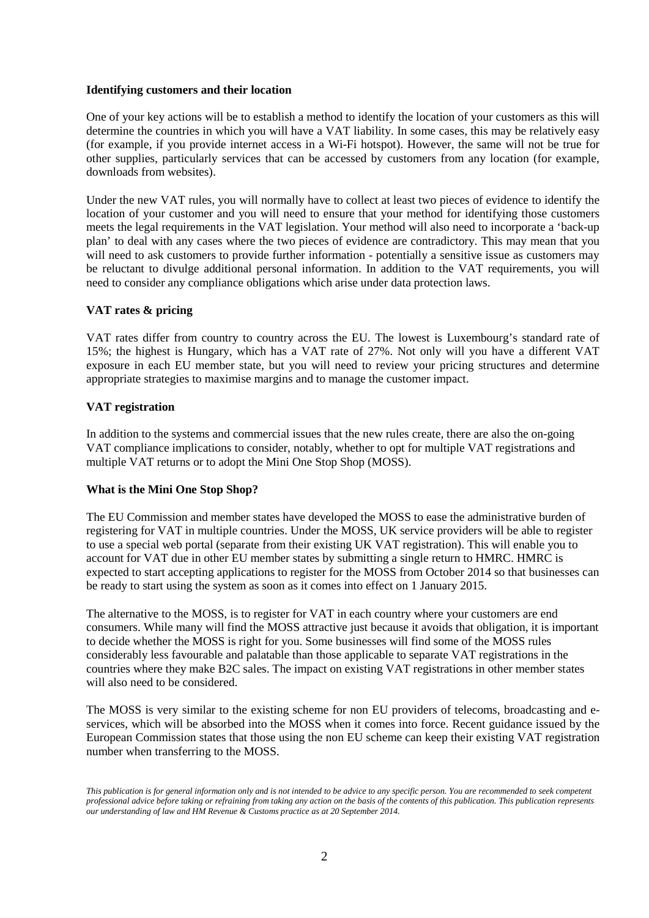### Identifying customers and their location

One of your key actions will be to establish a method to identify the location of your customers as this will determine the countries in which you will have a VAT liability. In some cases, this may be relatively easy (for example, if you provide internet access in a Wi-Fi hotspot). However, the same will not be true for other supplies, particularly services that can be accessed by customers from any location (for example, downloads from websites).

Under the new VAT rules, you will normally have to collect at least two pieces of evidence to identify the location of your customer and you will need to ensure that your method for identifying those customers meets the legal requirements in the VAT legislation. Your method will also need to incorporate a 'back-up plan' to deal with any cases where the two pieces of evidence are contradictory. This may mean that you will need to ask customers to provide further information - potentially a sensitive issue as customers may be reluctant to divulge additional personal information. In addition to the VAT requirements, you will need to consider any compliance obligations which arise under data protection laws.

### VAT rates & pricing

VAT rates differ from country to country across the EU. The lowest is Luxembourg's standard rate of 15%; the highest is Hungary, which has a VAT rate of 27%. Not only will you have a different VAT exposure in each EU member state, but you will need to review your pricing structures and determine appropriate strategies to maximise margins and to manage the customer impact.

### VAT registration

In addition to the systems and commercial issues that the new rules create, there are also the on-going VAT compliance implications to consider, notably, whether to opt for multiple VAT registrations and multiple VAT returns or to adopt the Mini One Stop Shop (MOSS).

### What is the Mini One Stop Shop?

The EU Commission and member states have developed the MOSS to ease the administrative burden of registering for VAT in multiple countries. Under the MOSS, UK service providers will be able to register to use a special web portal (separate from their existing UK VAT registration). This will enable you to account for VAT due in other EU member states by submitting a single return to HMRC. HMRC is expected to start accepting applications to register for the MOSS from October 2014 so that businesses can be ready to start using the system as soon as it comes into effect on 1 January 2015.

The alternative to the MOSS, is to register for VAT in each country where your customers are end consumers. While many will find the MOSS attractive just because it avoids that obligation, it is important to decide whether the MOSS is right for you. Some businesses will find some of the MOSS rules considerably less favourable and palatable than those applicable to separate VAT registrations in the countries where they make B2C sales. The impact on existing VAT registrations in other member states will also need to be considered.

The MOSS is very similar to the existing scheme for non EU providers of telecoms, broadcasting and e-services, which will be absorbed into the MOSS when it comes into force. Recent guidance issued by the European Commission states that those using the non EU scheme can keep their existing VAT registration number when transferring to the MOSS.

*This publication is for general information only and is not intended to be advice to any specific person. You are recommended to seek competent professional advice before taking or refraining from taking any action on the basis of the contents of this publication. This publication represents our understanding of law and HM Revenue & Customs practice as at 20 September 2014.*